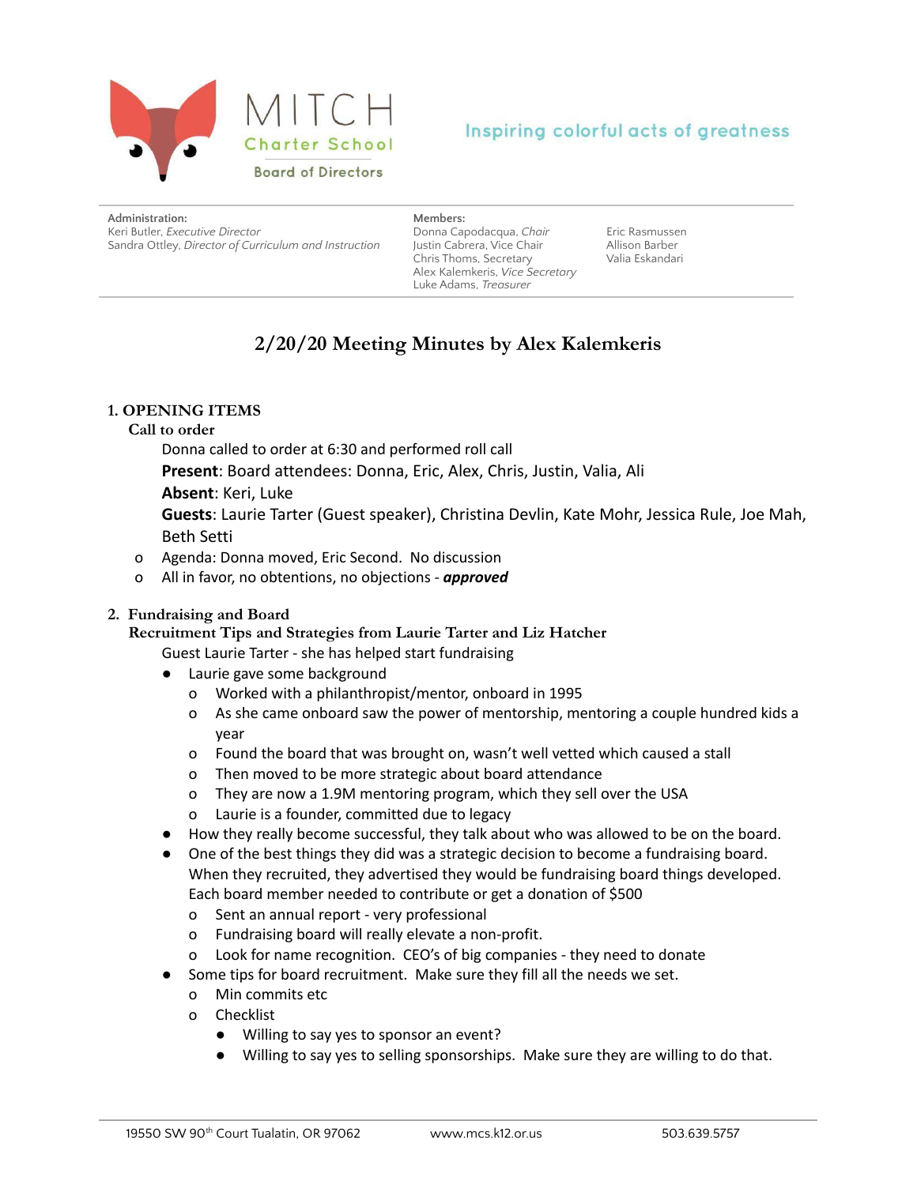MITCH

Charter School

Board of Directors

Inspiring colorful acts of greatness

**Administration:**
Keri Butler, *Executive Director*
Sandra Ottley, *Director of Curriculum and Instruction*

**Members:**
Donna Capodacqua, *Chair*
Justin Cabrera, Vice Chair
Chris Thoms, Secretary
Alex Kalemkeris, *Vice Secretary*
Luke Adams, *Treasurer*
Eric Rasmussen
Allison Barber
Valia Eskandari

# 2/20/20 Meeting Minutes by Alex Kalemkeris

## 1. OPENING ITEMS

### Call to order

Donna called to order at 6:30 and performed roll call

**Present**: Board attendees: Donna, Eric, Alex, Chris, Justin, Valia, Ali

**Absent**: Keri, Luke

**Guests**: Laurie Tarter (Guest speaker), Christina Devlin, Kate Mohr, Jessica Rule, Joe Mah, Beth Setti

- Agenda: Donna moved, Eric Second. No discussion
- All in favor, no obtentions, no objections - ***approved***

## 2. Fundraising and Board

### Recruitment Tips and Strategies from Laurie Tarter and Liz Hatcher

Guest Laurie Tarter - she has helped start fundraising

- Laurie gave some background
  - Worked with a philanthropist/mentor, onboard in 1995
  - As she came onboard saw the power of mentorship, mentoring a couple hundred kids a year
  - Found the board that was brought on, wasn't well vetted which caused a stall
  - Then moved to be more strategic about board attendance
  - They are now a 1.9M mentoring program, which they sell over the USA
  - Laurie is a founder, committed due to legacy
- How they really become successful, they talk about who was allowed to be on the board.
- One of the best things they did was a strategic decision to become a fundraising board. When they recruited, they advertised they would be fundraising board things developed. Each board member needed to contribute or get a donation of $500
  - Sent an annual report - very professional
  - Fundraising board will really elevate a non-profit.
  - Look for name recognition. CEO's of big companies - they need to donate
- Some tips for board recruitment. Make sure they fill all the needs we set.
  - Min commits etc
  - Checklist
    - Willing to say yes to sponsor an event?
    - Willing to say yes to selling sponsorships. Make sure they are willing to do that.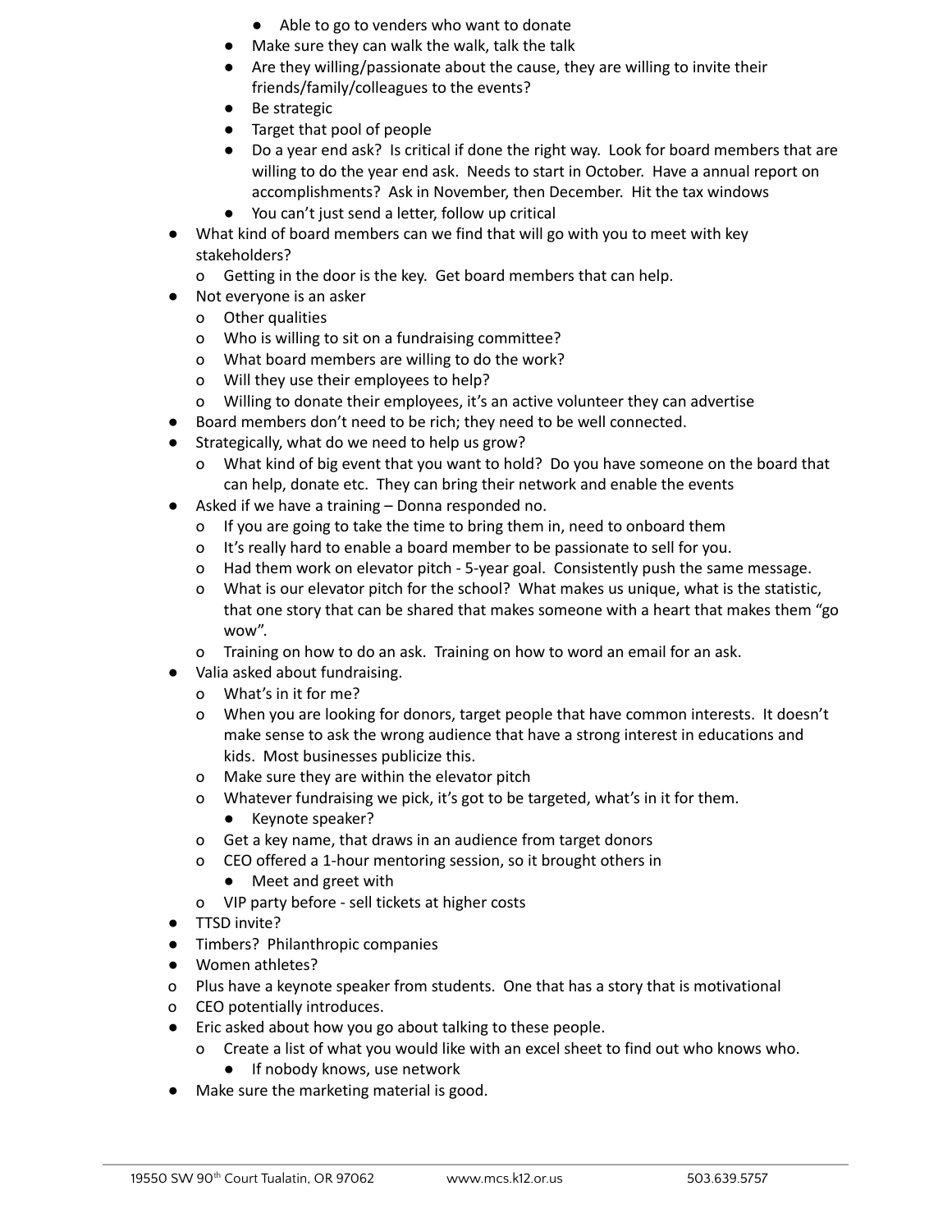- Able to go to venders who want to donate
    - Make sure they can walk the walk, talk the talk
    - Are they willing/passionate about the cause, they are willing to invite their friends/family/colleagues to the events?
    - Be strategic
    - Target that pool of people
    - Do a year end ask? Is critical if done the right way. Look for board members that are willing to do the year end ask. Needs to start in October. Have a annual report on accomplishments? Ask in November, then December. Hit the tax windows
    - You can't just send a letter, follow up critical
- What kind of board members can we find that will go with you to meet with key stakeholders?
    - Getting in the door is the key. Get board members that can help.
- Not everyone is an asker
    - Other qualities
    - Who is willing to sit on a fundraising committee?
    - What board members are willing to do the work?
    - Will they use their employees to help?
    - Willing to donate their employees, it's an active volunteer they can advertise
- Board members don't need to be rich; they need to be well connected.
- Strategically, what do we need to help us grow?
    - What kind of big event that you want to hold? Do you have someone on the board that can help, donate etc. They can bring their network and enable the events
- Asked if we have a training – Donna responded no.
    - If you are going to take the time to bring them in, need to onboard them
    - It's really hard to enable a board member to be passionate to sell for you.
    - Had them work on elevator pitch - 5-year goal. Consistently push the same message.
    - What is our elevator pitch for the school? What makes us unique, what is the statistic, that one story that can be shared that makes someone with a heart that makes them "go wow".
    - Training on how to do an ask. Training on how to word an email for an ask.
- Valia asked about fundraising.
    - What's in it for me?
    - When you are looking for donors, target people that have common interests. It doesn't make sense to ask the wrong audience that have a strong interest in educations and kids. Most businesses publicize this.
    - Make sure they are within the elevator pitch
    - Whatever fundraising we pick, it's got to be targeted, what's in it for them.
        - Keynote speaker?
    - Get a key name, that draws in an audience from target donors
    - CEO offered a 1-hour mentoring session, so it brought others in
        - Meet and greet with
    - VIP party before - sell tickets at higher costs
- TTSD invite?
- Timbers? Philanthropic companies
- Women athletes?
- Plus have a keynote speaker from students. One that has a story that is motivational
- CEO potentially introduces.
- Eric asked about how you go about talking to these people.
    - Create a list of what you would like with an excel sheet to find out who knows who.
        - If nobody knows, use network
- Make sure the marketing material is good.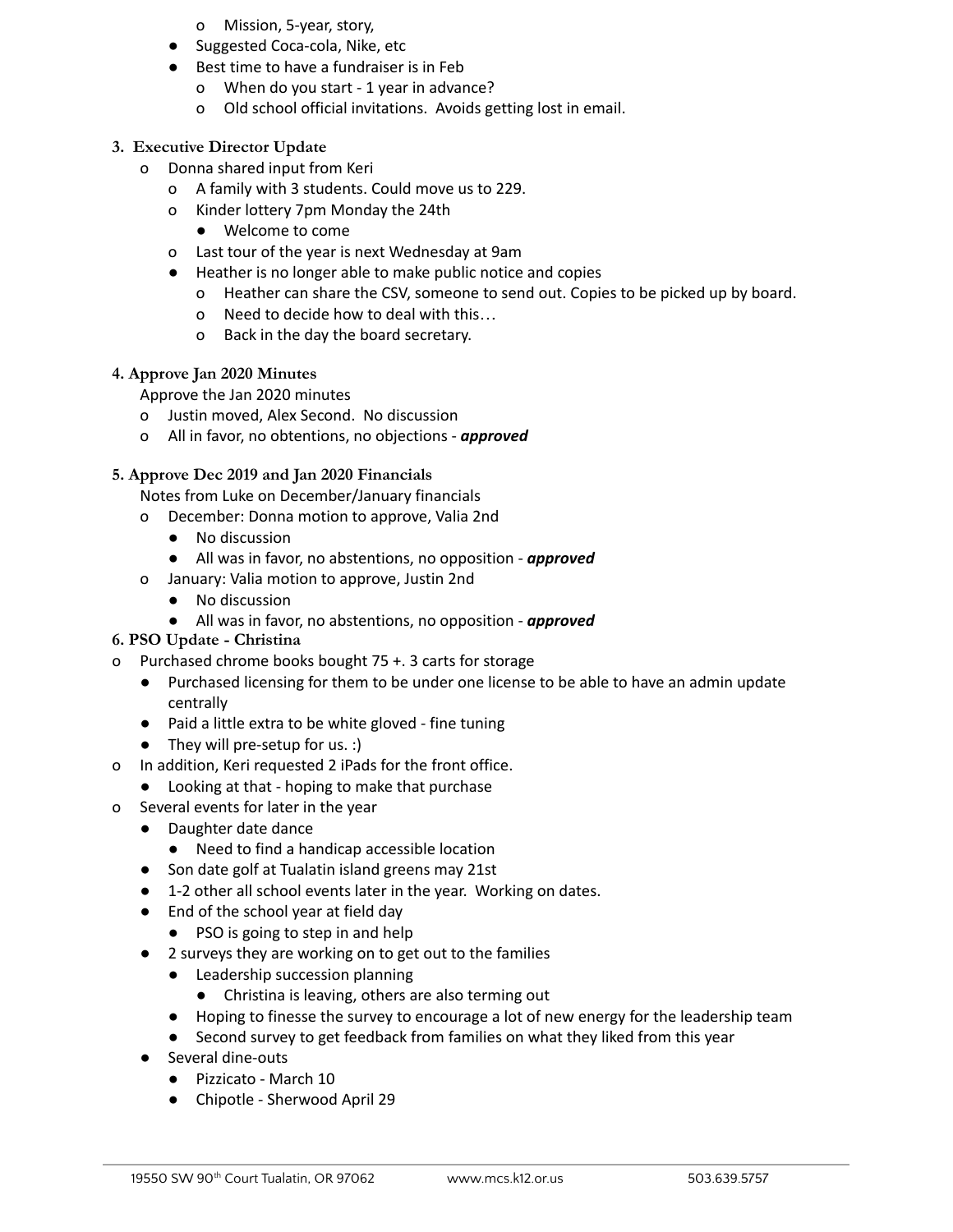- Mission, 5-year, story,
- Suggested Coca-cola, Nike, etc
- Best time to have a fundraiser is in Feb
  - When do you start - 1 year in advance?
  - Old school official invitations. Avoids getting lost in email.

**3. Executive Director Update**

- Donna shared input from Keri
  - A family with 3 students. Could move us to 229.
  - Kinder lottery 7pm Monday the 24th
    - Welcome to come
  - Last tour of the year is next Wednesday at 9am
  - Heather is no longer able to make public notice and copies
    - Heather can share the CSV, someone to send out. Copies to be picked up by board.
    - Need to decide how to deal with this…
    - Back in the day the board secretary.

**4. Approve Jan 2020 Minutes**

Approve the Jan 2020 minutes

- Justin moved, Alex Second. No discussion
- All in favor, no obtentions, no objections - ***approved***

**5. Approve Dec 2019 and Jan 2020 Financials**

Notes from Luke on December/January financials

- December: Donna motion to approve, Valia 2nd
  - No discussion
  - All was in favor, no abstentions, no opposition - ***approved***
- January: Valia motion to approve, Justin 2nd
  - No discussion
  - All was in favor, no abstentions, no opposition - ***approved***

**6. PSO Update - Christina**

- Purchased chrome books bought 75 +. 3 carts for storage
  - Purchased licensing for them to be under one license to be able to have an admin update centrally
  - Paid a little extra to be white gloved - fine tuning
  - They will pre-setup for us. :)
- In addition, Keri requested 2 iPads for the front office.
  - Looking at that - hoping to make that purchase
- Several events for later in the year
  - Daughter date dance
    - Need to find a handicap accessible location
  - Son date golf at Tualatin island greens may 21st
  - 1-2 other all school events later in the year. Working on dates.
  - End of the school year at field day
    - PSO is going to step in and help
  - 2 surveys they are working on to get out to the families
    - Leadership succession planning
      - Christina is leaving, others are also terming out
    - Hoping to finesse the survey to encourage a lot of new energy for the leadership team
    - Second survey to get feedback from families on what they liked from this year
  - Several dine-outs
    - Pizzicato - March 10
    - Chipotle - Sherwood April 29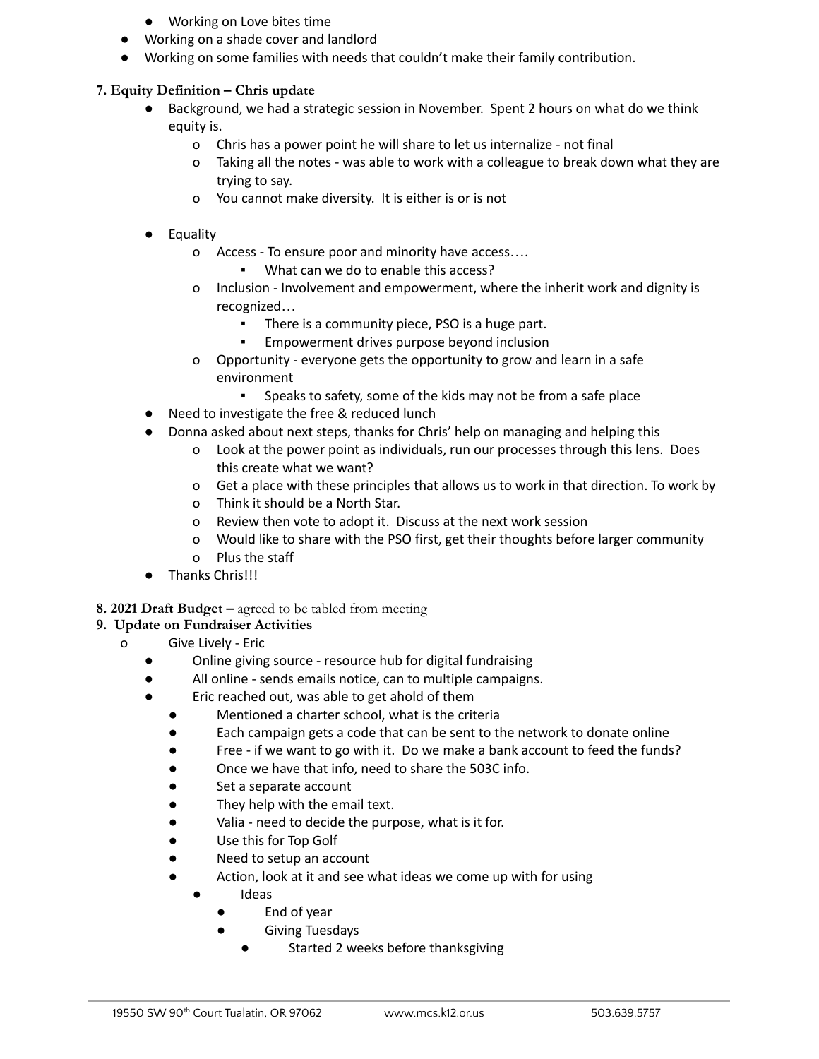- Working on Love bites time
- Working on a shade cover and landlord
- Working on some families with needs that couldn't make their family contribution.

**7. Equity Definition – Chris update**

- Background, we had a strategic session in November. Spent 2 hours on what do we think equity is.
  - Chris has a power point he will share to let us internalize - not final
  - Taking all the notes - was able to work with a colleague to break down what they are trying to say.
  - You cannot make diversity. It is either is or is not
- Equality
  - Access - To ensure poor and minority have access….
    - What can we do to enable this access?
  - Inclusion - Involvement and empowerment, where the inherit work and dignity is recognized…
    - There is a community piece, PSO is a huge part.
    - Empowerment drives purpose beyond inclusion
  - Opportunity - everyone gets the opportunity to grow and learn in a safe environment
    - Speaks to safety, some of the kids may not be from a safe place
- Need to investigate the free & reduced lunch
- Donna asked about next steps, thanks for Chris' help on managing and helping this
  - Look at the power point as individuals, run our processes through this lens. Does this create what we want?
  - Get a place with these principles that allows us to work in that direction. To work by
  - Think it should be a North Star.
  - Review then vote to adopt it. Discuss at the next work session
  - Would like to share with the PSO first, get their thoughts before larger community
  - Plus the staff
- Thanks Chris!!!

**8. 2021 Draft Budget –** agreed to be tabled from meeting

**9. Update on Fundraiser Activities**

- Give Lively - Eric
  - Online giving source - resource hub for digital fundraising
  - All online - sends emails notice, can to multiple campaigns.
  - Eric reached out, was able to get ahold of them
    - Mentioned a charter school, what is the criteria
    - Each campaign gets a code that can be sent to the network to donate online
    - Free - if we want to go with it. Do we make a bank account to feed the funds?
    - Once we have that info, need to share the 503C info.
    - Set a separate account
    - They help with the email text.
    - Valia - need to decide the purpose, what is it for.
    - Use this for Top Golf
    - Need to setup an account
    - Action, look at it and see what ideas we come up with for using
      - Ideas
        - End of year
        - Giving Tuesdays
          - Started 2 weeks before thanksgiving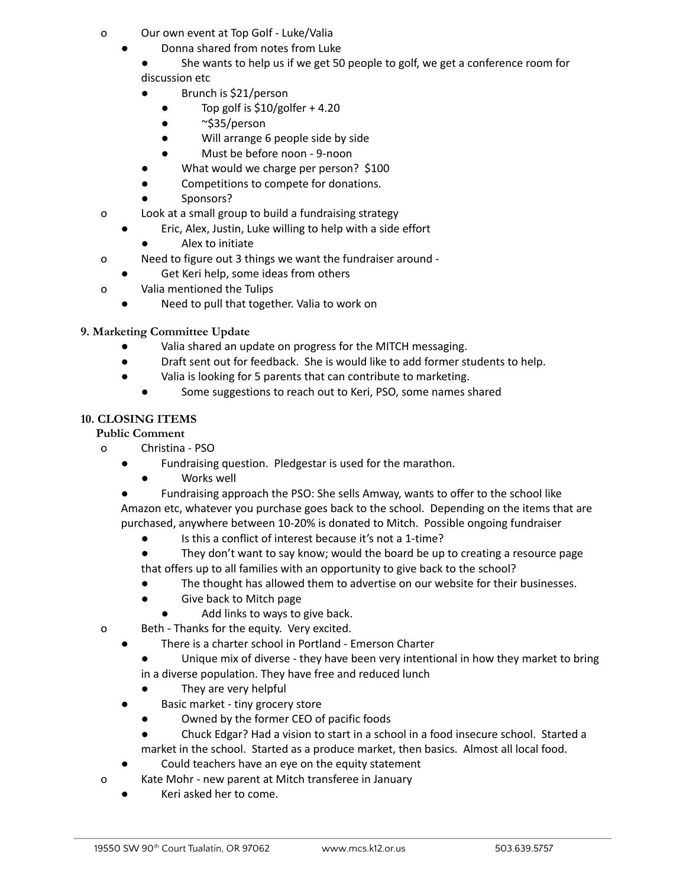- o Our own event at Top Golf - Luke/Valia
  - Donna shared from notes from Luke
    - She wants to help us if we get 50 people to golf, we get a conference room for discussion etc
    - Brunch is $21/person
      - Top golf is $10/golfer + 4.20
      - ~$35/person
      - Will arrange 6 people side by side
      - Must be before noon - 9-noon
    - What would we charge per person? $100
    - Competitions to compete for donations.
    - Sponsors?
- o Look at a small group to build a fundraising strategy
  - Eric, Alex, Justin, Luke willing to help with a side effort
    - Alex to initiate
- o Need to figure out 3 things we want the fundraiser around -
  - Get Keri help, some ideas from others
- o Valia mentioned the Tulips
  - Need to pull that together. Valia to work on

**9. Marketing Committee Update**

- Valia shared an update on progress for the MITCH messaging.
- Draft sent out for feedback. She is would like to add former students to help.
- Valia is looking for 5 parents that can contribute to marketing.
  - Some suggestions to reach out to Keri, PSO, some names shared

**10. CLOSING ITEMS**

**Public Comment**

- o Christina - PSO
  - Fundraising question. Pledgestar is used for the marathon.
    - Works well
  - Fundraising approach the PSO: She sells Amway, wants to offer to the school like Amazon etc, whatever you purchase goes back to the school. Depending on the items that are purchased, anywhere between 10-20% is donated to Mitch. Possible ongoing fundraiser
    - Is this a conflict of interest because it's not a 1-time?
    - They don't want to say know; would the board be up to creating a resource page that offers up to all families with an opportunity to give back to the school?
    - The thought has allowed them to advertise on our website for their businesses.
    - Give back to Mitch page
      - Add links to ways to give back.
- o Beth - Thanks for the equity. Very excited.
  - There is a charter school in Portland - Emerson Charter
    - Unique mix of diverse - they have been very intentional in how they market to bring in a diverse population. They have free and reduced lunch
    - They are very helpful
  - Basic market - tiny grocery store
    - Owned by the former CEO of pacific foods
    - Chuck Edgar? Had a vision to start in a school in a food insecure school. Started a market in the school. Started as a produce market, then basics. Almost all local food.
  - Could teachers have an eye on the equity statement
- o Kate Mohr - new parent at Mitch transferee in January
  - Keri asked her to come.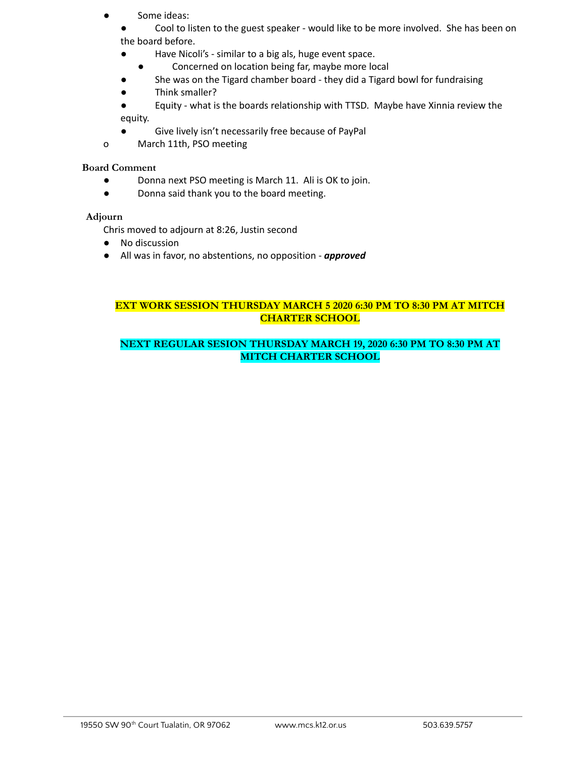- Some ideas:
  - Cool to listen to the guest speaker - would like to be more involved.  She has been on the board before.
  - Have Nicoli's - similar to a big als, huge event space.
    - Concerned on location being far, maybe more local
  - She was on the Tigard chamber board - they did a Tigard bowl for fundraising
  - Think smaller?
  - Equity - what is the boards relationship with TTSD.  Maybe have Xinnia review the equity.
  - Give lively isn't necessarily free because of PayPal
- March 11th, PSO meeting

**Board Comment**

- Donna next PSO meeting is March 11.  Ali is OK to join.
- Donna said thank you to the board meeting.

**Adjourn**

Chris moved to adjourn at 8:26, Justin second

- No discussion
- All was in favor, no abstentions, no opposition - ***approved***

**EXT WORK SESSION THURSDAY MARCH 5 2020 6:30 PM TO 8:30 PM AT MITCH CHARTER SCHOOL**

**NEXT REGULAR SESION THURSDAY MARCH 19, 2020 6:30 PM TO 8:30 PM AT MITCH CHARTER SCHOOL**